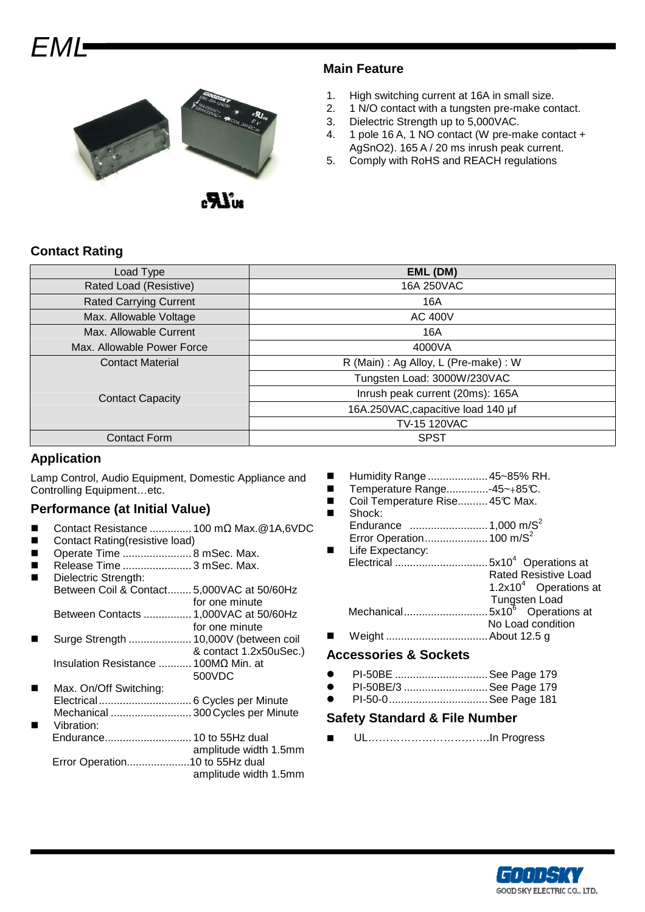# EML

## Main Feature

1. High switching current at 16A in small size.
2. 1 N/O contact with a tungsten pre-make contact.
3. Dielectric Strength up to 5,000VAC.
4. 1 pole 16 A, 1 NO contact (W pre-make contact + AgSnO2). 165 A / 20 ms inrush peak current.
5. Comply with RoHS and REACH regulations

## Contact Rating

| Load Type | EML (DM) |
|---|---|
| Rated Load (Resistive) | 16A 250VAC |
| Rated Carrying Current | 16A |
| Max. Allowable Voltage | AC 400V |
| Max. Allowable Current | 16A |
| Max. Allowable Power Force | 4000VA |
| Contact Material | R (Main) : Ag Alloy, L (Pre-make) : W |
| Contact Capacity | Tungsten Load: 3000W/230VAC |
| | Inrush peak current (20ms): 165A |
| | 16A.250VAC,capacitive load 140 μf |
| | TV-15 120VAC |
| Contact Form | SPST |

## Application

Lamp Control, Audio Equipment, Domestic Appliance and Controlling Equipment…etc.

## Performance (at Initial Value)

- Contact Resistance .............. 100 mΩ Max.@1A,6VDC
- Contact Rating(resistive load)
- Operate Time ....................... 8 mSec. Max.
- Release Time ....................... 3 mSec. Max.
- Dielectric Strength:
  - Between Coil & Contact........ 5,000VAC at 50/60Hz for one minute
  - Between Contacts ................ 1,000VAC at 50/60Hz for one minute
- Surge Strength ..................... 10,000V (between coil & contact 1.2x50uSec.)
  - Insulation Resistance ........... 100MΩ Min. at 500VDC
- Max. On/Off Switching:
  - Electrical ............................... 6 Cycles per Minute
  - Mechanical ........................... 300 Cycles per Minute
- Vibration:
  - Endurance............................. 10 to 55Hz dual amplitude width 1.5mm
  - Error Operation..................... 10 to 55Hz dual amplitude width 1.5mm
- Humidity Range .................... 45~85% RH.
- Temperature Range..............-45~+85℃.
- Coil Temperature Rise.......... 45℃ Max.
- Shock:
  - Endurance .......................... 1,000 $m/S^2$
  - Error Operation..................... 100 $m/S^2$
- Life Expectancy:
  - Electrical .............................. $5x10^4$ Operations at Rated Resistive Load
    - $1.2x10^4$ Operations at Tungsten Load
  - Mechanical............................ $5x10^6$ Operations at No Load condition
- Weight .................................. About 12.5 g

## Accessories & Sockets

- PI-50BE ............................... See Page 179
- PI-50BE/3 ............................ See Page 179
- PI-50-0................................. See Page 181

## Safety Standard & File Number

- UL……………………………..In Progress

GOODSKY ELECTRIC CO., LTD.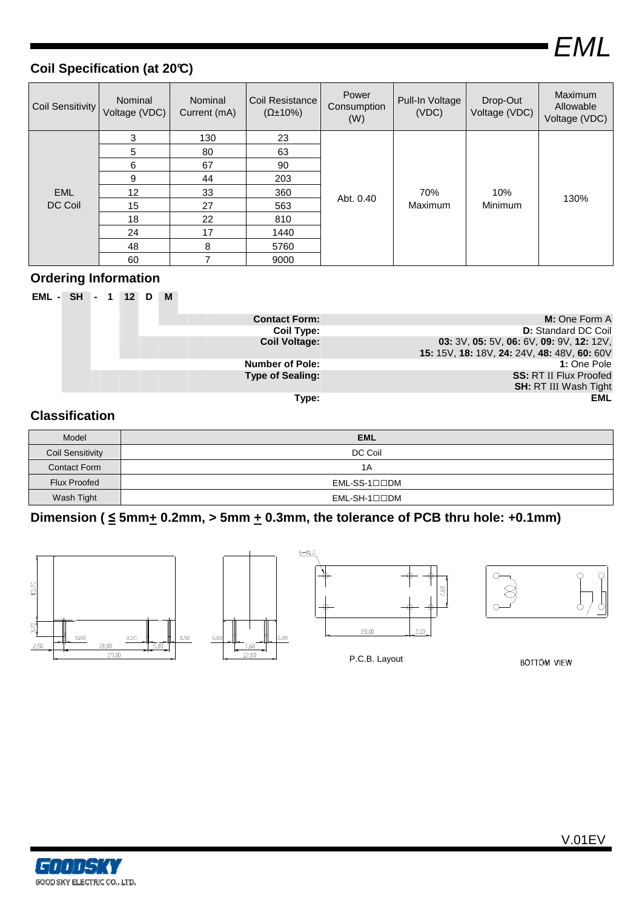# EML

## Coil Specification (at 20℃)

| Coil Sensitivity | Nominal Voltage (VDC) | Nominal Current (mA) | Coil Resistance (Ω±10%) | Power Consumption (W) | Pull-In Voltage (VDC) | Drop-Out Voltage (VDC) | Maximum Allowable Voltage (VDC) |
|---|---|---|---|---|---|---|---|
| EML DC Coil | 3 | 130 | 23 | Abt. 0.40 | 70% Maximum | 10% Minimum | 130% |
| | 5 | 80 | 63 | | | | |
| | 6 | 67 | 90 | | | | |
| | 9 | 44 | 203 | | | | |
| | 12 | 33 | 360 | | | | |
| | 15 | 27 | 563 | | | | |
| | 18 | 22 | 810 | | | | |
| | 24 | 17 | 1440 | | | | |
| | 48 | 8 | 5760 | | | | |
| | 60 | 7 | 9000 | | | | |

## Ordering Information

**EML - SH - 1 12 D M**

- **Contact Form:** **M:** One Form A
- **Coil Type:** **D:** Standard DC Coil
- **Coil Voltage:** **03:** 3V, **05:** 5V, **06:** 6V, **09:** 9V, **12:** 12V, **15:** 15V, **18:** 18V, **24:** 24V, **48:** 48V, **60:** 60V
- **Number of Pole:** **1:** One Pole
- **Type of Sealing:** **SS:** RT II Flux Proofed; **SH:** RT III Wash Tight
- **Type:** **EML**

## Classification

| Model | EML |
|---|---|
| Coil Sensitivity | DC Coil |
| Contact Form | 1A |
| Flux Proofed | EML-SS-1□□DM |
| Wash Tight | EML-SH-1□□DM |

## Dimension ( ≦ 5mm± 0.2mm, > 5mm ± 0.3mm, the tolerance of PCB thru hole: +0.1mm)

15.70
3.70
2.50
0.80
20.00
29.00
0.50
5.00
0.50
0.80
7.60
12.60
0.80

6-ø1.3
7.60
20.00
5.00

P.C.B. Layout

BOTTOM VIEW

V.01EV